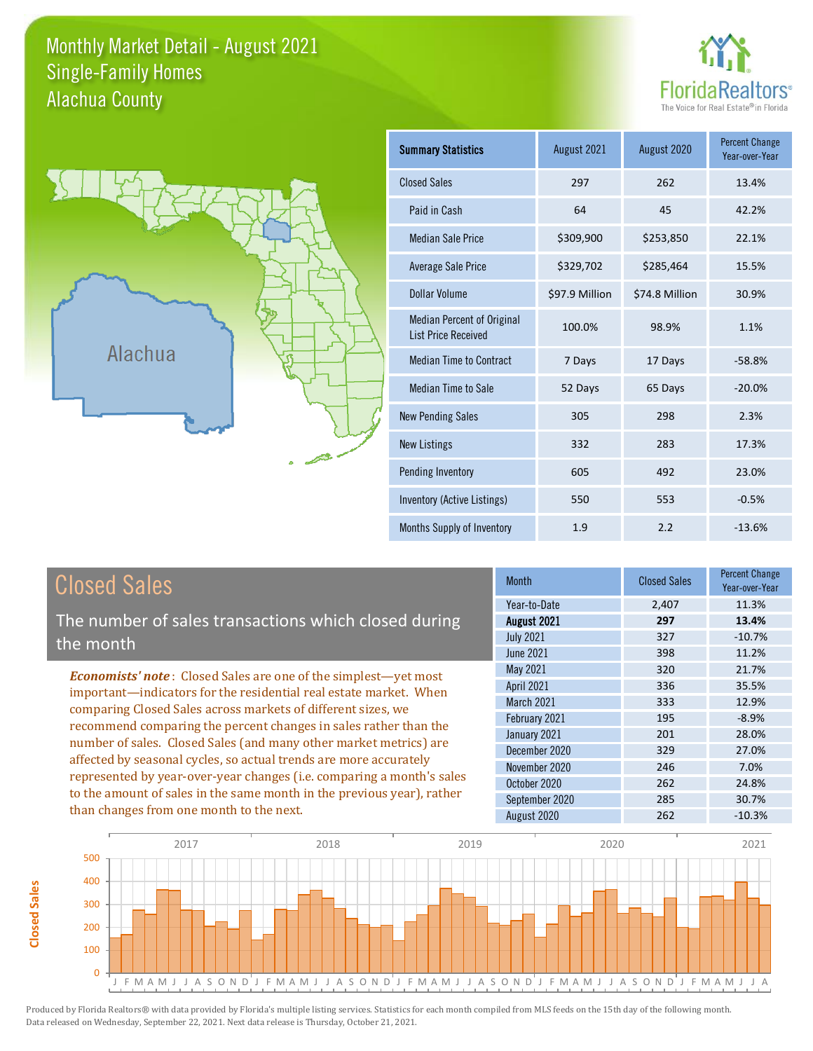# Monthly Market Detail - August 2021
## Single-Family Homes
## Alachua County

FloridaRealtors®
The Voice for Real Estate® in Florida

Alachua

| Summary Statistics | August 2021 | August 2020 | Percent Change Year-over-Year |
|---|---|---|---|
| Closed Sales | 297 | 262 | 13.4% |
| Paid in Cash | 64 | 45 | 42.2% |
| Median Sale Price | $309,900 | $253,850 | 22.1% |
| Average Sale Price | $329,702 | $285,464 | 15.5% |
| Dollar Volume | $97.9 Million | $74.8 Million | 30.9% |
| Median Percent of Original List Price Received | 100.0% | 98.9% | 1.1% |
| Median Time to Contract | 7 Days | 17 Days | -58.8% |
| Median Time to Sale | 52 Days | 65 Days | -20.0% |
| New Pending Sales | 305 | 298 | 2.3% |
| New Listings | 332 | 283 | 17.3% |
| Pending Inventory | 605 | 492 | 23.0% |
| Inventory (Active Listings) | 550 | 553 | -0.5% |
| Months Supply of Inventory | 1.9 | 2.2 | -13.6% |

## Closed Sales

The number of sales transactions which closed during the month

*Economists' note*: Closed Sales are one of the simplest—yet most important—indicators for the residential real estate market. When comparing Closed Sales across markets of different sizes, we recommend comparing the percent changes in sales rather than the number of sales. Closed Sales (and many other market metrics) are affected by seasonal cycles, so actual trends are more accurately represented by year-over-year changes (i.e. comparing a month's sales to the amount of sales in the same month in the previous year), rather than changes from one month to the next.

| Month | Closed Sales | Percent Change Year-over-Year |
|---|---|---|
| Year-to-Date | 2,407 | 11.3% |
| **August 2021** | **297** | **13.4%** |
| July 2021 | 327 | -10.7% |
| June 2021 | 398 | 11.2% |
| May 2021 | 320 | 21.7% |
| April 2021 | 336 | 35.5% |
| March 2021 | 333 | 12.9% |
| February 2021 | 195 | -8.9% |
| January 2021 | 201 | 28.0% |
| December 2020 | 329 | 27.0% |
| November 2020 | 246 | 7.0% |
| October 2020 | 262 | 24.8% |
| September 2020 | 285 | 30.7% |
| August 2020 | 262 | -10.3% |

Produced by Florida Realtors® with data provided by Florida's multiple listing services. Statistics for each month compiled from MLS feeds on the 15th day of the following month. Data released on Wednesday, September 22, 2021. Next data release is Thursday, October 21, 2021.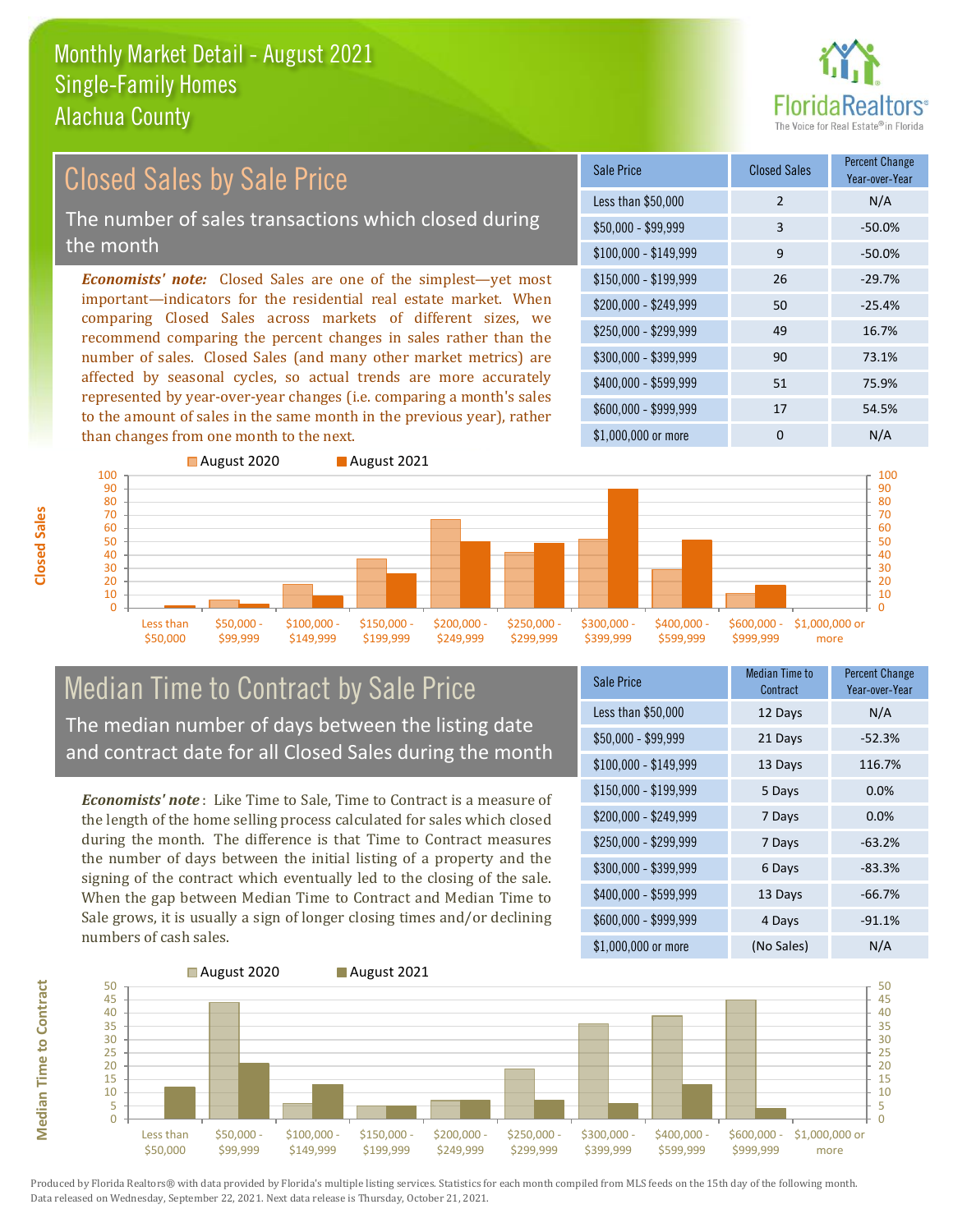# Monthly Market Detail - August 2021
## Single-Family Homes
## Alachua County

## Closed Sales by Sale Price

The number of sales transactions which closed during the month

***Economists' note:*** Closed Sales are one of the simplest—yet most important—indicators for the residential real estate market. When comparing Closed Sales across markets of different sizes, we recommend comparing the percent changes in sales rather than the number of sales. Closed Sales (and many other market metrics) are affected by seasonal cycles, so actual trends are more accurately represented by year-over-year changes (i.e. comparing a month's sales to the amount of sales in the same month in the previous year), rather than changes from one month to the next.

| Sale Price | Closed Sales | Percent Change Year-over-Year |
|---|---|---|
| Less than $50,000 | 2 | N/A |
| $50,000 - $99,999 | 3 | -50.0% |
| $100,000 - $149,999 | 9 | -50.0% |
| $150,000 - $199,999 | 26 | -29.7% |
| $200,000 - $249,999 | 50 | -25.4% |
| $250,000 - $299,999 | 49 | 16.7% |
| $300,000 - $399,999 | 90 | 73.1% |
| $400,000 - $599,999 | 51 | 75.9% |
| $600,000 - $999,999 | 17 | 54.5% |
| $1,000,000 or more | 0 | N/A |

## Median Time to Contract by Sale Price

The median number of days between the listing date and contract date for all Closed Sales during the month

***Economists' note*** : Like Time to Sale, Time to Contract is a measure of the length of the home selling process calculated for sales which closed during the month. The difference is that Time to Contract measures the number of days between the initial listing of a property and the signing of the contract which eventually led to the closing of the sale. When the gap between Median Time to Contract and Median Time to Sale grows, it is usually a sign of longer closing times and/or declining numbers of cash sales.

| Sale Price | Median Time to Contract | Percent Change Year-over-Year |
|---|---|---|
| Less than $50,000 | 12 Days | N/A |
| $50,000 - $99,999 | 21 Days | -52.3% |
| $100,000 - $149,999 | 13 Days | 116.7% |
| $150,000 - $199,999 | 5 Days | 0.0% |
| $200,000 - $249,999 | 7 Days | 0.0% |
| $250,000 - $299,999 | 7 Days | -63.2% |
| $300,000 - $399,999 | 6 Days | -83.3% |
| $400,000 - $599,999 | 13 Days | -66.7% |
| $600,000 - $999,999 | 4 Days | -91.1% |
| $1,000,000 or more | (No Sales) | N/A |

Produced by Florida Realtors® with data provided by Florida's multiple listing services. Statistics for each month compiled from MLS feeds on the 15th day of the following month. Data released on Wednesday, September 22, 2021. Next data release is Thursday, October 21, 2021.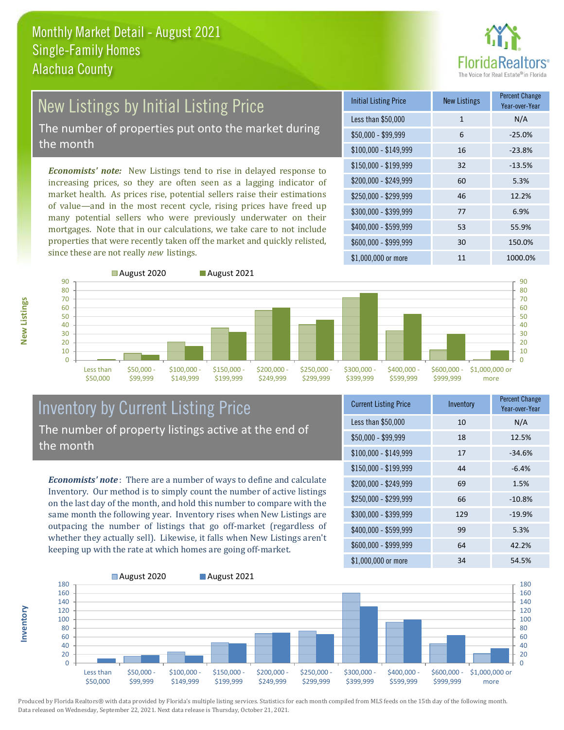# Monthly Market Detail - August 2021
## Single-Family Homes
## Alachua County

## New Listings by Initial Listing Price

The number of properties put onto the market during the month

*Economists' note*: New Listings tend to rise in delayed response to increasing prices, so they are often seen as a lagging indicator of market health. As prices rise, potential sellers raise their estimations of value—and in the most recent cycle, rising prices have freed up many potential sellers who were previously underwater on their mortgages. Note that in our calculations, we take care to not include properties that were recently taken off the market and quickly relisted, since these are not really *new* listings.

| Initial Listing Price | New Listings | Percent Change Year-over-Year |
|---|---|---|
| Less than $50,000 | 1 | N/A |
| $50,000 - $99,999 | 6 | -25.0% |
| $100,000 - $149,999 | 16 | -23.8% |
| $150,000 - $199,999 | 32 | -13.5% |
| $200,000 - $249,999 | 60 | 5.3% |
| $250,000 - $299,999 | 46 | 12.2% |
| $300,000 - $399,999 | 77 | 6.9% |
| $400,000 - $599,999 | 53 | 55.9% |
| $600,000 - $999,999 | 30 | 150.0% |
| $1,000,000 or more | 11 | 1000.0% |

## Inventory by Current Listing Price

The number of property listings active at the end of the month

*Economists' note*: There are a number of ways to define and calculate Inventory. Our method is to simply count the number of active listings on the last day of the month, and hold this number to compare with the same month the following year. Inventory rises when New Listings are outpacing the number of listings that go off-market (regardless of whether they actually sell). Likewise, it falls when New Listings aren't keeping up with the rate at which homes are going off-market.

| Current Listing Price | Inventory | Percent Change Year-over-Year |
|---|---|---|
| Less than $50,000 | 10 | N/A |
| $50,000 - $99,999 | 18 | 12.5% |
| $100,000 - $149,999 | 17 | -34.6% |
| $150,000 - $199,999 | 44 | -6.4% |
| $200,000 - $249,999 | 69 | 1.5% |
| $250,000 - $299,999 | 66 | -10.8% |
| $300,000 - $399,999 | 129 | -19.9% |
| $400,000 - $599,999 | 99 | 5.3% |
| $600,000 - $999,999 | 64 | 42.2% |
| $1,000,000 or more | 34 | 54.5% |

Produced by Florida Realtors® with data provided by Florida's multiple listing services. Statistics for each month compiled from MLS feeds on the 15th day of the following month. Data released on Wednesday, September 22, 2021. Next data release is Thursday, October 21, 2021.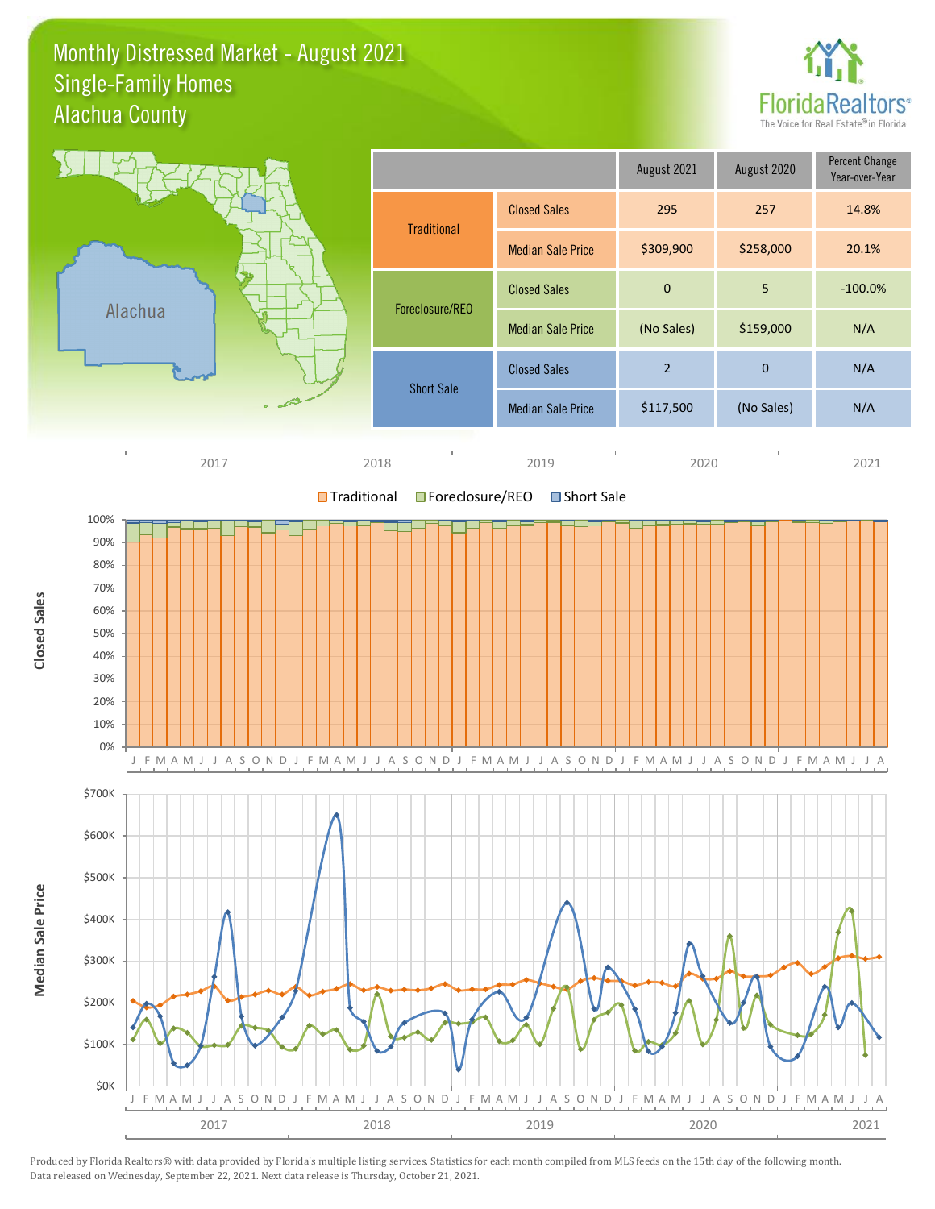# Monthly Distressed Market - August 2021
## Single-Family Homes
## Alachua County

| | | August 2021 | August 2020 | Percent Change Year-over-Year |
|---|---|---|---|---|
| Traditional | Closed Sales | 295 | 257 | 14.8% |
| | Median Sale Price | $309,900 | $258,000 | 20.1% |
| Foreclosure/REO | Closed Sales | 0 | 5 | -100.0% |
| | Median Sale Price | (No Sales) | $159,000 | N/A |
| Short Sale | Closed Sales | 2 | 0 | N/A |
| | Median Sale Price | $117,500 | (No Sales) | N/A |

Produced by Florida Realtors® with data provided by Florida's multiple listing services. Statistics for each month compiled from MLS feeds on the 15th day of the following month. Data released on Wednesday, September 22, 2021. Next data release is Thursday, October 21, 2021.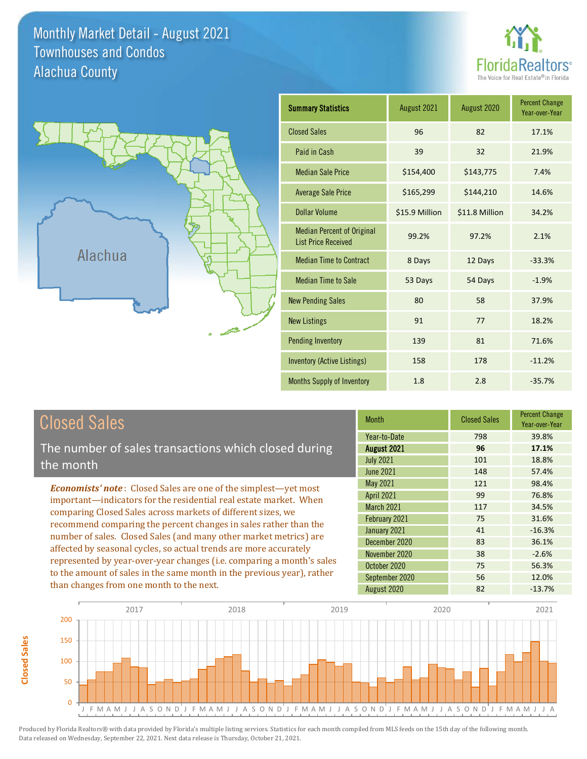# Monthly Market Detail - August 2021
## Townhouses and Condos
## Alachua County

Alachua

| Summary Statistics | August 2021 | August 2020 | Percent Change Year-over-Year |
|---|---|---|---|
| Closed Sales | 96 | 82 | 17.1% |
| Paid in Cash | 39 | 32 | 21.9% |
| Median Sale Price | $154,400 | $143,775 | 7.4% |
| Average Sale Price | $165,299 | $144,210 | 14.6% |
| Dollar Volume | $15.9 Million | $11.8 Million | 34.2% |
| Median Percent of Original List Price Received | 99.2% | 97.2% | 2.1% |
| Median Time to Contract | 8 Days | 12 Days | -33.3% |
| Median Time to Sale | 53 Days | 54 Days | -1.9% |
| New Pending Sales | 80 | 58 | 37.9% |
| New Listings | 91 | 77 | 18.2% |
| Pending Inventory | 139 | 81 | 71.6% |
| Inventory (Active Listings) | 158 | 178 | -11.2% |
| Months Supply of Inventory | 1.8 | 2.8 | -35.7% |

## Closed Sales

The number of sales transactions which closed during the month

***Economists' note***: Closed Sales are one of the simplest—yet most important—indicators for the residential real estate market. When comparing Closed Sales across markets of different sizes, we recommend comparing the percent changes in sales rather than the number of sales. Closed Sales (and many other market metrics) are affected by seasonal cycles, so actual trends are more accurately represented by year-over-year changes (i.e. comparing a month's sales to the amount of sales in the same month in the previous year), rather than changes from one month to the next.

| Month | Closed Sales | Percent Change Year-over-Year |
|---|---|---|
| Year-to-Date | 798 | 39.8% |
| **August 2021** | **96** | **17.1%** |
| July 2021 | 101 | 18.8% |
| June 2021 | 148 | 57.4% |
| May 2021 | 121 | 98.4% |
| April 2021 | 99 | 76.8% |
| March 2021 | 117 | 34.5% |
| February 2021 | 75 | 31.6% |
| January 2021 | 41 | -16.3% |
| December 2020 | 83 | 36.1% |
| November 2020 | 38 | -2.6% |
| October 2020 | 75 | 56.3% |
| September 2020 | 56 | 12.0% |
| August 2020 | 82 | -13.7% |

Produced by Florida Realtors® with data provided by Florida's multiple listing services. Statistics for each month compiled from MLS feeds on the 15th day of the following month. Data released on Wednesday, September 22, 2021. Next data release is Thursday, October 21, 2021.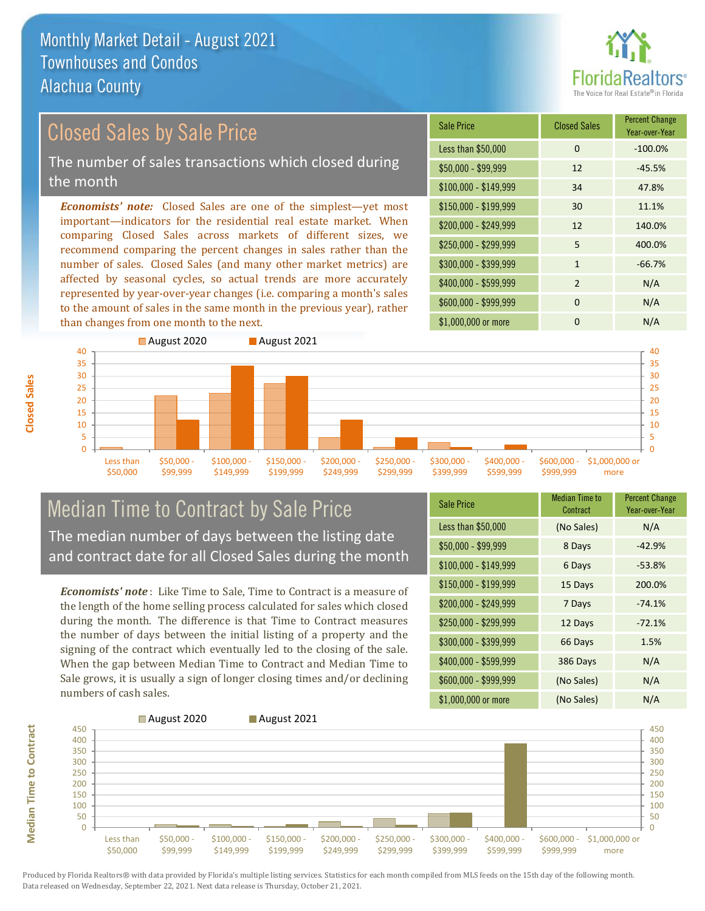# Monthly Market Detail - August 2021
## Townhouses and Condos
## Alachua County

## Closed Sales by Sale Price

The number of sales transactions which closed during the month

***Economists' note:*** Closed Sales are one of the simplest—yet most important—indicators for the residential real estate market. When comparing Closed Sales across markets of different sizes, we recommend comparing the percent changes in sales rather than the number of sales. Closed Sales (and many other market metrics) are affected by seasonal cycles, so actual trends are more accurately represented by year-over-year changes (i.e. comparing a month's sales to the amount of sales in the same month in the previous year), rather than changes from one month to the next.

| Sale Price | Closed Sales | Percent Change Year-over-Year |
|---|---|---|
| Less than $50,000 | 0 | -100.0% |
| $50,000 - $99,999 | 12 | -45.5% |
| $100,000 - $149,999 | 34 | 47.8% |
| $150,000 - $199,999 | 30 | 11.1% |
| $200,000 - $249,999 | 12 | 140.0% |
| $250,000 - $299,999 | 5 | 400.0% |
| $300,000 - $399,999 | 1 | -66.7% |
| $400,000 - $599,999 | 2 | N/A |
| $600,000 - $999,999 | 0 | N/A |
| $1,000,000 or more | 0 | N/A |

## Median Time to Contract by Sale Price

The median number of days between the listing date and contract date for all Closed Sales during the month

***Economists' note*** : Like Time to Sale, Time to Contract is a measure of the length of the home selling process calculated for sales which closed during the month. The difference is that Time to Contract measures the number of days between the initial listing of a property and the signing of the contract which eventually led to the closing of the sale. When the gap between Median Time to Contract and Median Time to Sale grows, it is usually a sign of longer closing times and/or declining numbers of cash sales.

| Sale Price | Median Time to Contract | Percent Change Year-over-Year |
|---|---|---|
| Less than $50,000 | (No Sales) | N/A |
| $50,000 - $99,999 | 8 Days | -42.9% |
| $100,000 - $149,999 | 6 Days | -53.8% |
| $150,000 - $199,999 | 15 Days | 200.0% |
| $200,000 - $249,999 | 7 Days | -74.1% |
| $250,000 - $299,999 | 12 Days | -72.1% |
| $300,000 - $399,999 | 66 Days | 1.5% |
| $400,000 - $599,999 | 386 Days | N/A |
| $600,000 - $999,999 | (No Sales) | N/A |
| $1,000,000 or more | (No Sales) | N/A |

Produced by Florida Realtors® with data provided by Florida's multiple listing services. Statistics for each month compiled from MLS feeds on the 15th day of the following month. Data released on Wednesday, September 22, 2021. Next data release is Thursday, October 21, 2021.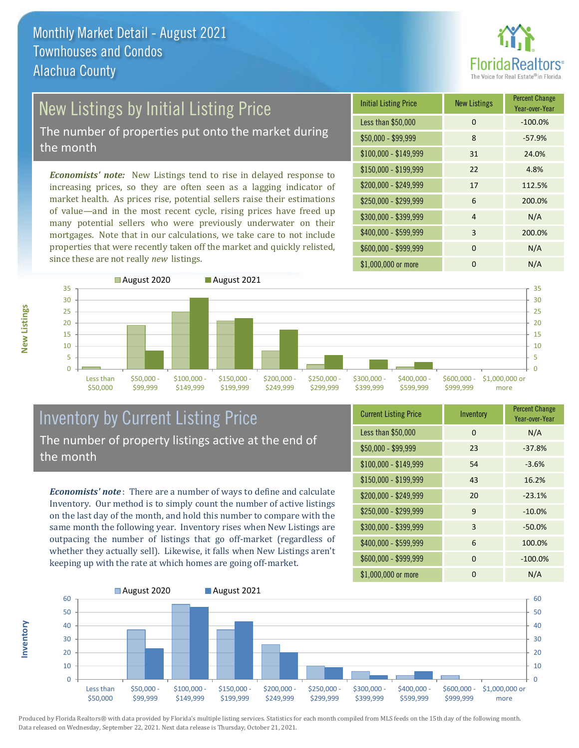# Monthly Market Detail - August 2021
## Townhouses and Condos
## Alachua County

## New Listings by Initial Listing Price

The number of properties put onto the market during the month

*Economists' note:* New Listings tend to rise in delayed response to increasing prices, so they are often seen as a lagging indicator of market health. As prices rise, potential sellers raise their estimations of value—and in the most recent cycle, rising prices have freed up many potential sellers who were previously underwater on their mortgages. Note that in our calculations, we take care to not include properties that were recently taken off the market and quickly relisted, since these are not really *new* listings.

| Initial Listing Price | New Listings | Percent Change Year-over-Year |
|---|---|---|
| Less than $50,000 | 0 | -100.0% |
| $50,000 - $99,999 | 8 | -57.9% |
| $100,000 - $149,999 | 31 | 24.0% |
| $150,000 - $199,999 | 22 | 4.8% |
| $200,000 - $249,999 | 17 | 112.5% |
| $250,000 - $299,999 | 6 | 200.0% |
| $300,000 - $399,999 | 4 | N/A |
| $400,000 - $599,999 | 3 | 200.0% |
| $600,000 - $999,999 | 0 | N/A |
| $1,000,000 or more | 0 | N/A |

## Inventory by Current Listing Price

The number of property listings active at the end of the month

*Economists' note*: There are a number of ways to define and calculate Inventory. Our method is to simply count the number of active listings on the last day of the month, and hold this number to compare with the same month the following year. Inventory rises when New Listings are outpacing the number of listings that go off-market (regardless of whether they actually sell). Likewise, it falls when New Listings aren't keeping up with the rate at which homes are going off-market.

| Current Listing Price | Inventory | Percent Change Year-over-Year |
|---|---|---|
| Less than $50,000 | 0 | N/A |
| $50,000 - $99,999 | 23 | -37.8% |
| $100,000 - $149,999 | 54 | -3.6% |
| $150,000 - $199,999 | 43 | 16.2% |
| $200,000 - $249,999 | 20 | -23.1% |
| $250,000 - $299,999 | 9 | -10.0% |
| $300,000 - $399,999 | 3 | -50.0% |
| $400,000 - $599,999 | 6 | 100.0% |
| $600,000 - $999,999 | 0 | -100.0% |
| $1,000,000 or more | 0 | N/A |

Produced by Florida Realtors® with data provided by Florida's multiple listing services. Statistics for each month compiled from MLS feeds on the 15th day of the following month. Data released on Wednesday, September 22, 2021. Next data release is Thursday, October 21, 2021.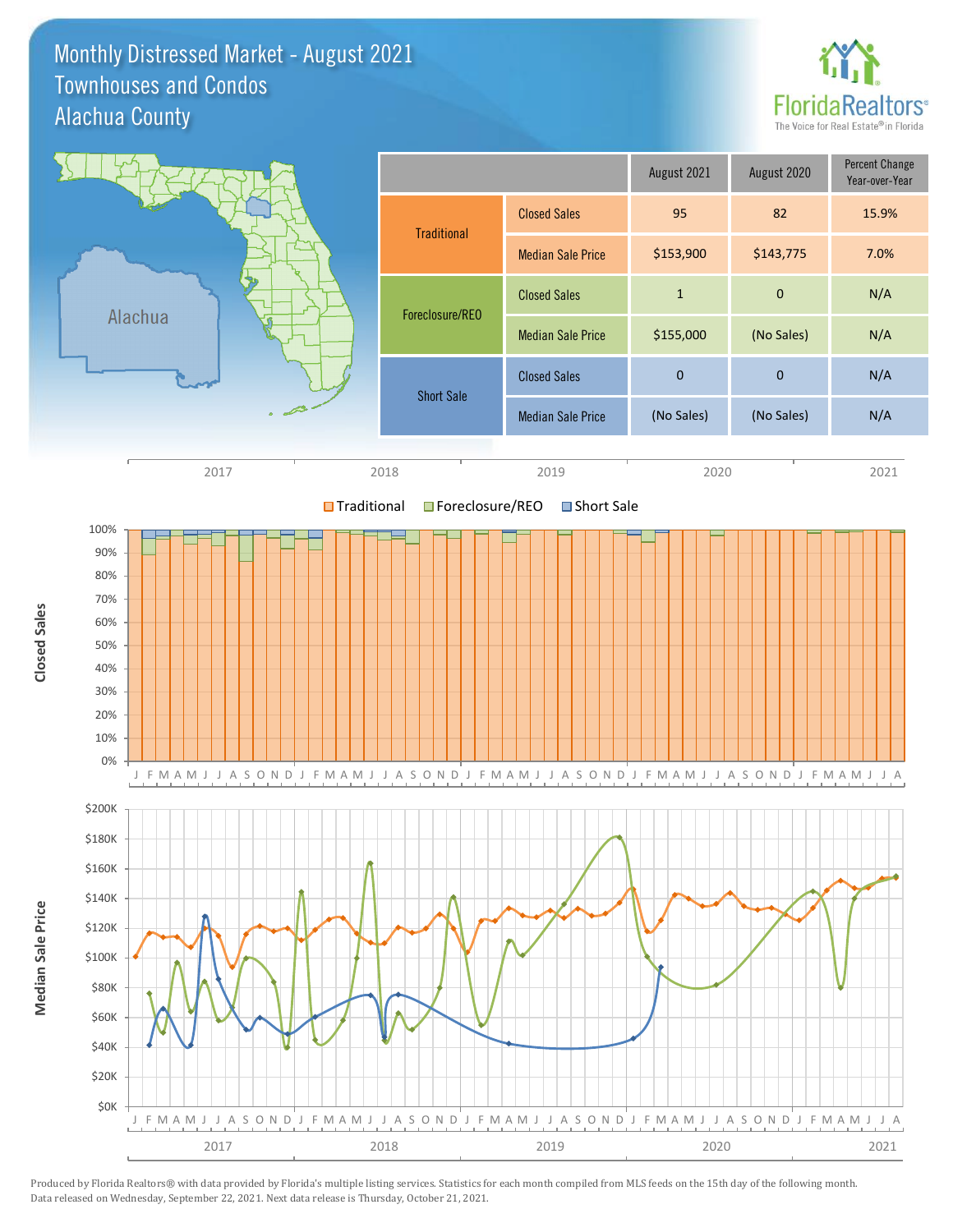# Monthly Distressed Market - August 2021
## Townhouses and Condos
## Alachua County

| | | August 2021 | August 2020 | Percent Change Year-over-Year |
|---|---|---|---|---|
| Traditional | Closed Sales | 95 | 82 | 15.9% |
| | Median Sale Price | $153,900 | $143,775 | 7.0% |
| Foreclosure/REO | Closed Sales | 1 | 0 | N/A |
| | Median Sale Price | $155,000 | (No Sales) | N/A |
| Short Sale | Closed Sales | 0 | 0 | N/A |
| | Median Sale Price | (No Sales) | (No Sales) | N/A |

Produced by Florida Realtors® with data provided by Florida's multiple listing services. Statistics for each month compiled from MLS feeds on the 15th day of the following month. Data released on Wednesday, September 22, 2021. Next data release is Thursday, October 21, 2021.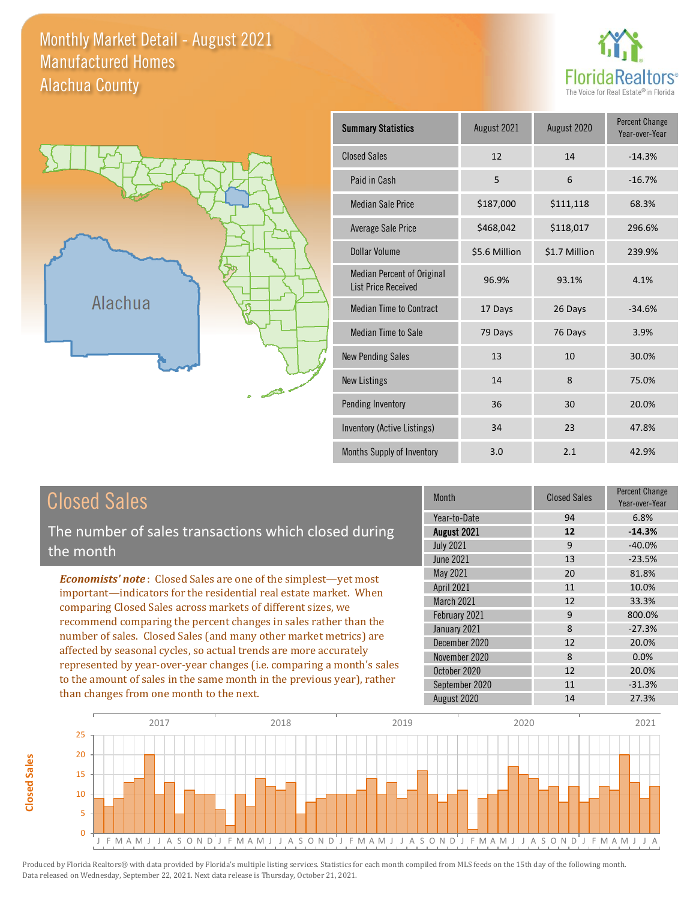# Monthly Market Detail - August 2021
## Manufactured Homes
## Alachua County

| Summary Statistics | August 2021 | August 2020 | Percent Change Year-over-Year |
|---|---|---|---|
| Closed Sales | 12 | 14 | -14.3% |
| Paid in Cash | 5 | 6 | -16.7% |
| Median Sale Price | $187,000 | $111,118 | 68.3% |
| Average Sale Price | $468,042 | $118,017 | 296.6% |
| Dollar Volume | $5.6 Million | $1.7 Million | 239.9% |
| Median Percent of Original List Price Received | 96.9% | 93.1% | 4.1% |
| Median Time to Contract | 17 Days | 26 Days | -34.6% |
| Median Time to Sale | 79 Days | 76 Days | 3.9% |
| New Pending Sales | 13 | 10 | 30.0% |
| New Listings | 14 | 8 | 75.0% |
| Pending Inventory | 36 | 30 | 20.0% |
| Inventory (Active Listings) | 34 | 23 | 47.8% |
| Months Supply of Inventory | 3.0 | 2.1 | 42.9% |

## Closed Sales

The number of sales transactions which closed during the month

*Economists' note*: Closed Sales are one of the simplest—yet most important—indicators for the residential real estate market. When comparing Closed Sales across markets of different sizes, we recommend comparing the percent changes in sales rather than the number of sales. Closed Sales (and many other market metrics) are affected by seasonal cycles, so actual trends are more accurately represented by year-over-year changes (i.e. comparing a month's sales to the amount of sales in the same month in the previous year), rather than changes from one month to the next.

| Month | Closed Sales | Percent Change Year-over-Year |
|---|---|---|
| Year-to-Date | 94 | 6.8% |
| **August 2021** | **12** | **-14.3%** |
| July 2021 | 9 | -40.0% |
| June 2021 | 13 | -23.5% |
| May 2021 | 20 | 81.8% |
| April 2021 | 11 | 10.0% |
| March 2021 | 12 | 33.3% |
| February 2021 | 9 | 800.0% |
| January 2021 | 8 | -27.3% |
| December 2020 | 12 | 20.0% |
| November 2020 | 8 | 0.0% |
| October 2020 | 12 | 20.0% |
| September 2020 | 11 | -31.3% |
| August 2020 | 14 | 27.3% |

Produced by Florida Realtors® with data provided by Florida's multiple listing services. Statistics for each month compiled from MLS feeds on the 15th day of the following month. Data released on Wednesday, September 22, 2021. Next data release is Thursday, October 21, 2021.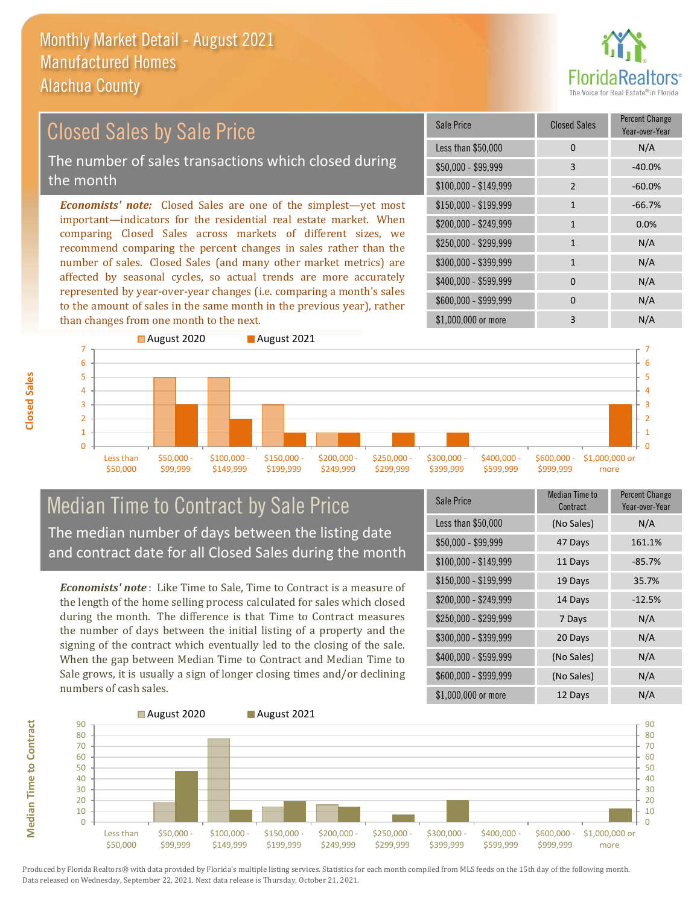# Monthly Market Detail - August 2021
## Manufactured Homes
## Alachua County

## Closed Sales by Sale Price

The number of sales transactions which closed during the month

***Economists' note:*** Closed Sales are one of the simplest—yet most important—indicators for the residential real estate market. When comparing Closed Sales across markets of different sizes, we recommend comparing the percent changes in sales rather than the number of sales. Closed Sales (and many other market metrics) are affected by seasonal cycles, so actual trends are more accurately represented by year-over-year changes (i.e. comparing a month's sales to the amount of sales in the same month in the previous year), rather than changes from one month to the next.

| Sale Price | Closed Sales | Percent Change Year-over-Year |
|---|---|---|
| Less than $50,000 | 0 | N/A |
| $50,000 - $99,999 | 3 | -40.0% |
| $100,000 - $149,999 | 2 | -60.0% |
| $150,000 - $199,999 | 1 | -66.7% |
| $200,000 - $249,999 | 1 | 0.0% |
| $250,000 - $299,999 | 1 | N/A |
| $300,000 - $399,999 | 1 | N/A |
| $400,000 - $599,999 | 0 | N/A |
| $600,000 - $999,999 | 0 | N/A |
| $1,000,000 or more | 3 | N/A |

## Median Time to Contract by Sale Price

The median number of days between the listing date and contract date for all Closed Sales during the month

***Economists' note***: Like Time to Sale, Time to Contract is a measure of the length of the home selling process calculated for sales which closed during the month. The difference is that Time to Contract measures the number of days between the initial listing of a property and the signing of the contract which eventually led to the closing of the sale. When the gap between Median Time to Contract and Median Time to Sale grows, it is usually a sign of longer closing times and/or declining numbers of cash sales.

| Sale Price | Median Time to Contract | Percent Change Year-over-Year |
|---|---|---|
| Less than $50,000 | (No Sales) | N/A |
| $50,000 - $99,999 | 47 Days | 161.1% |
| $100,000 - $149,999 | 11 Days | -85.7% |
| $150,000 - $199,999 | 19 Days | 35.7% |
| $200,000 - $249,999 | 14 Days | -12.5% |
| $250,000 - $299,999 | 7 Days | N/A |
| $300,000 - $399,999 | 20 Days | N/A |
| $400,000 - $599,999 | (No Sales) | N/A |
| $600,000 - $999,999 | (No Sales) | N/A |
| $1,000,000 or more | 12 Days | N/A |

Produced by Florida Realtors® with data provided by Florida's multiple listing services. Statistics for each month compiled from MLS feeds on the 15th day of the following month. Data released on Wednesday, September 22, 2021. Next data release is Thursday, October 21, 2021.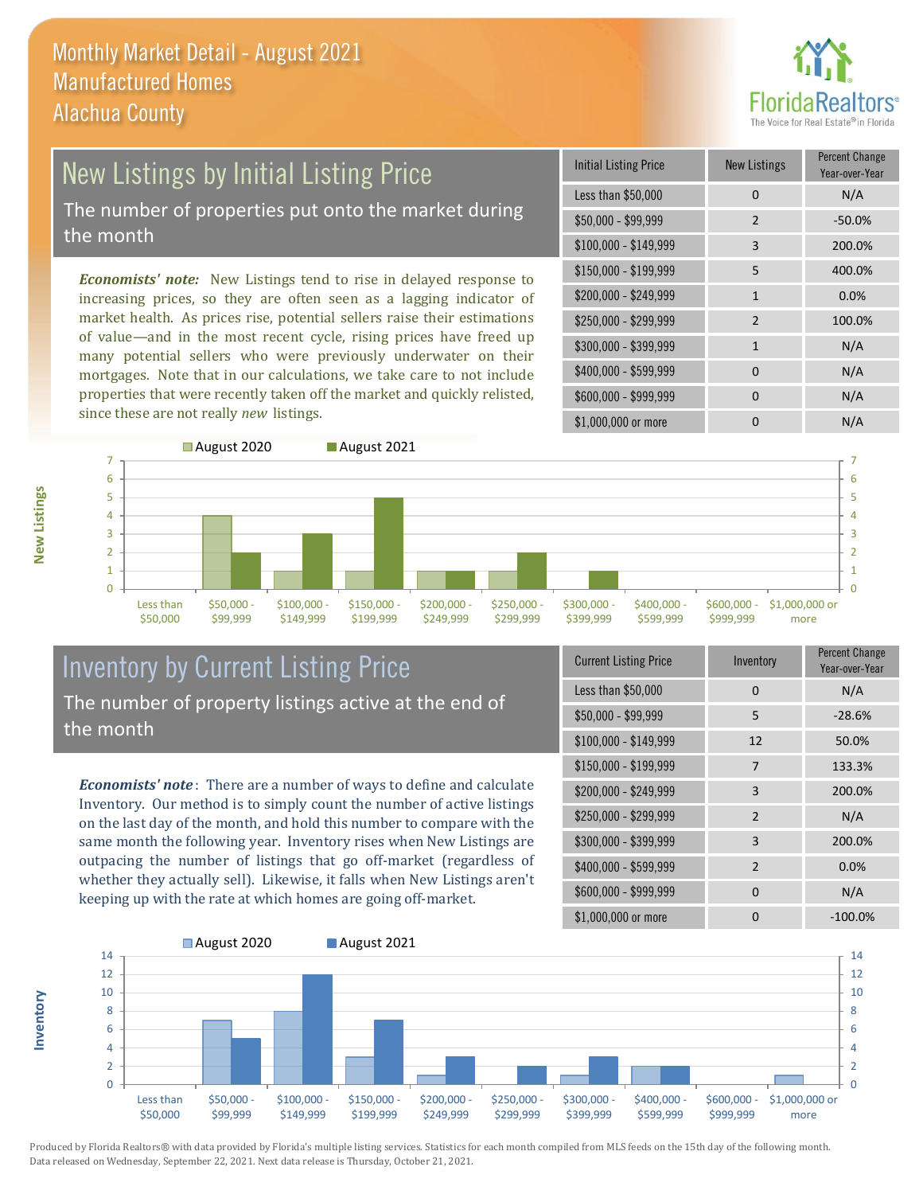# Monthly Market Detail - August 2021
## Manufactured Homes
## Alachua County

## New Listings by Initial Listing Price

The number of properties put onto the market during the month

*Economists' note*: New Listings tend to rise in delayed response to increasing prices, so they are often seen as a lagging indicator of market health. As prices rise, potential sellers raise their estimations of value—and in the most recent cycle, rising prices have freed up many potential sellers who were previously underwater on their mortgages. Note that in our calculations, we take care to not include properties that were recently taken off the market and quickly relisted, since these are not really *new* listings.

| Initial Listing Price | New Listings | Percent Change Year-over-Year |
|---|---|---|
| Less than $50,000 | 0 | N/A |
| $50,000 - $99,999 | 2 | -50.0% |
| $100,000 - $149,999 | 3 | 200.0% |
| $150,000 - $199,999 | 5 | 400.0% |
| $200,000 - $249,999 | 1 | 0.0% |
| $250,000 - $299,999 | 2 | 100.0% |
| $300,000 - $399,999 | 1 | N/A |
| $400,000 - $599,999 | 0 | N/A |
| $600,000 - $999,999 | 0 | N/A |
| $1,000,000 or more | 0 | N/A |

## Inventory by Current Listing Price

The number of property listings active at the end of the month

*Economists' note*: There are a number of ways to define and calculate Inventory. Our method is to simply count the number of active listings on the last day of the month, and hold this number to compare with the same month the following year. Inventory rises when New Listings are outpacing the number of listings that go off-market (regardless of whether they actually sell). Likewise, it falls when New Listings aren't keeping up with the rate at which homes are going off-market.

| Current Listing Price | Inventory | Percent Change Year-over-Year |
|---|---|---|
| Less than $50,000 | 0 | N/A |
| $50,000 - $99,999 | 5 | -28.6% |
| $100,000 - $149,999 | 12 | 50.0% |
| $150,000 - $199,999 | 7 | 133.3% |
| $200,000 - $249,999 | 3 | 200.0% |
| $250,000 - $299,999 | 2 | N/A |
| $300,000 - $399,999 | 3 | 200.0% |
| $400,000 - $599,999 | 2 | 0.0% |
| $600,000 - $999,999 | 0 | N/A |
| $1,000,000 or more | 0 | -100.0% |

Produced by Florida Realtors® with data provided by Florida's multiple listing services. Statistics for each month compiled from MLS feeds on the 15th day of the following month. Data released on Wednesday, September 22, 2021. Next data release is Thursday, October 21, 2021.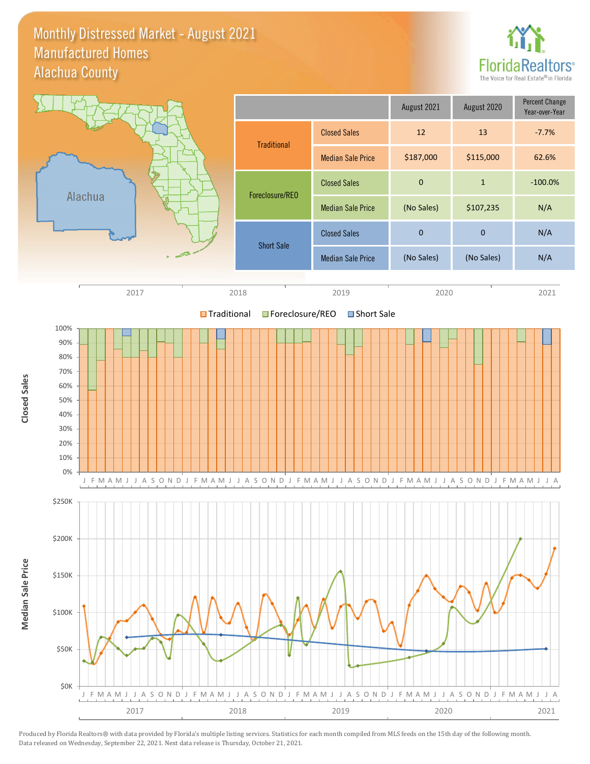# Monthly Distressed Market - August 2021
## Manufactured Homes
## Alachua County

FloridaRealtors®
The Voice for Real Estate® in Florida

Alachua

| | | August 2021 | August 2020 | Percent Change Year-over-Year |
|---|---|---|---|---|
| Traditional | Closed Sales | 12 | 13 | -7.7% |
| | Median Sale Price | $187,000 | $115,000 | 62.6% |
| Foreclosure/REO | Closed Sales | 0 | 1 | -100.0% |
| | Median Sale Price | (No Sales) | $107,235 | N/A |
| Short Sale | Closed Sales | 0 | 0 | N/A |
| | Median Sale Price | (No Sales) | (No Sales) | N/A |

2017 2018 2019 2020 2021

Traditional Foreclosure/REO Short Sale

Closed Sales

100% 90% 80% 70% 60% 50% 40% 30% 20% 10% 0%

J F M A M J J A S O N D J F M A M J J A S O N D J F M A M J J A S O N D J F M A M J J A S O N D J F M A M J J A

Median Sale Price

$250K $200K $150K $100K $50K $0K

J F M A M J J A S O N D J F M A M J J A S O N D J F M A M J J A S O N D J F M A M J J A S O N D J F M A M J J A

2017 2018 2019 2020 2021

Produced by Florida Realtors® with data provided by Florida's multiple listing services. Statistics for each month compiled from MLS feeds on the 15th day of the following month. Data released on Wednesday, September 22, 2021. Next data release is Thursday, October 21, 2021.